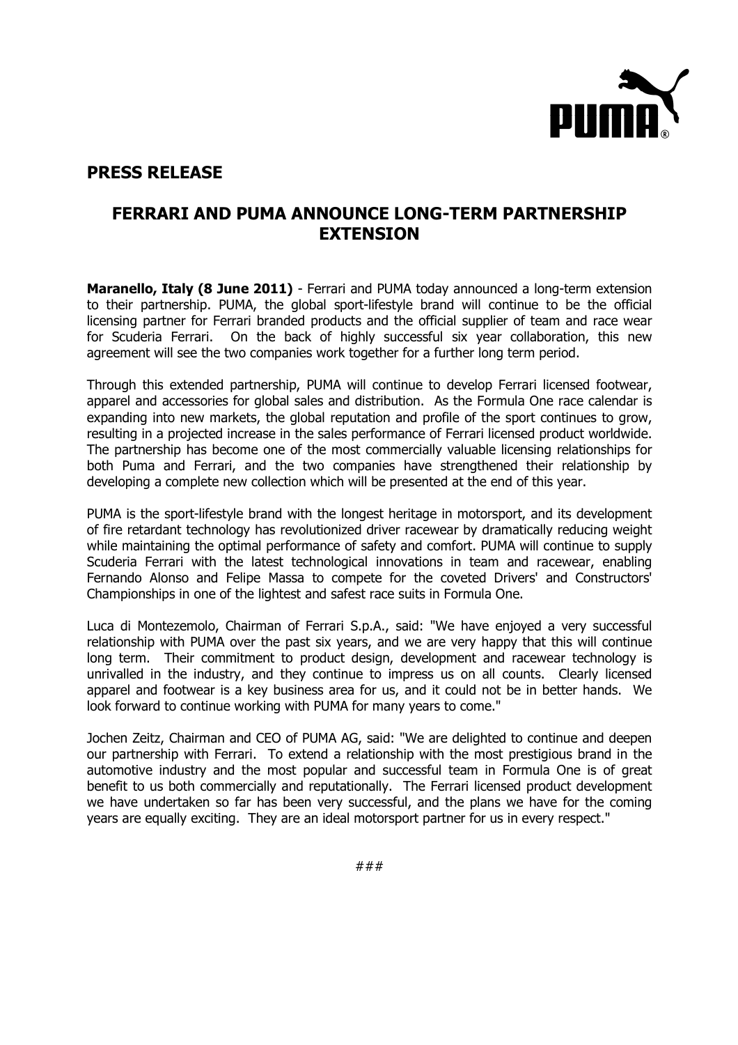## PRESS RELEASE

# FERRARI AND PUMA ANNOUNCE LONG-TERM PARTNERSHIP EXTENSION

**Maranello, Italy (8 June 2011)** - Ferrari and PUMA today announced a long-term extension to their partnership. PUMA, the global sport-lifestyle brand will continue to be the official licensing partner for Ferrari branded products and the official supplier of team and race wear for Scuderia Ferrari. On the back of highly successful six year collaboration, this new agreement will see the two companies work together for a further long term period.

Through this extended partnership, PUMA will continue to develop Ferrari licensed footwear, apparel and accessories for global sales and distribution. As the Formula One race calendar is expanding into new markets, the global reputation and profile of the sport continues to grow, resulting in a projected increase in the sales performance of Ferrari licensed product worldwide. The partnership has become one of the most commercially valuable licensing relationships for both Puma and Ferrari, and the two companies have strengthened their relationship by developing a complete new collection which will be presented at the end of this year.

PUMA is the sport-lifestyle brand with the longest heritage in motorsport, and its development of fire retardant technology has revolutionized driver racewear by dramatically reducing weight while maintaining the optimal performance of safety and comfort. PUMA will continue to supply Scuderia Ferrari with the latest technological innovations in team and racewear, enabling Fernando Alonso and Felipe Massa to compete for the coveted Drivers' and Constructors' Championships in one of the lightest and safest race suits in Formula One.

Luca di Montezemolo, Chairman of Ferrari S.p.A., said: "We have enjoyed a very successful relationship with PUMA over the past six years, and we are very happy that this will continue long term. Their commitment to product design, development and racewear technology is unrivalled in the industry, and they continue to impress us on all counts. Clearly licensed apparel and footwear is a key business area for us, and it could not be in better hands. We look forward to continue working with PUMA for many years to come."

Jochen Zeitz, Chairman and CEO of PUMA AG, said: "We are delighted to continue and deepen our partnership with Ferrari. To extend a relationship with the most prestigious brand in the automotive industry and the most popular and successful team in Formula One is of great benefit to us both commercially and reputationally. The Ferrari licensed product development we have undertaken so far has been very successful, and the plans we have for the coming years are equally exciting. They are an ideal motorsport partner for us in every respect."

###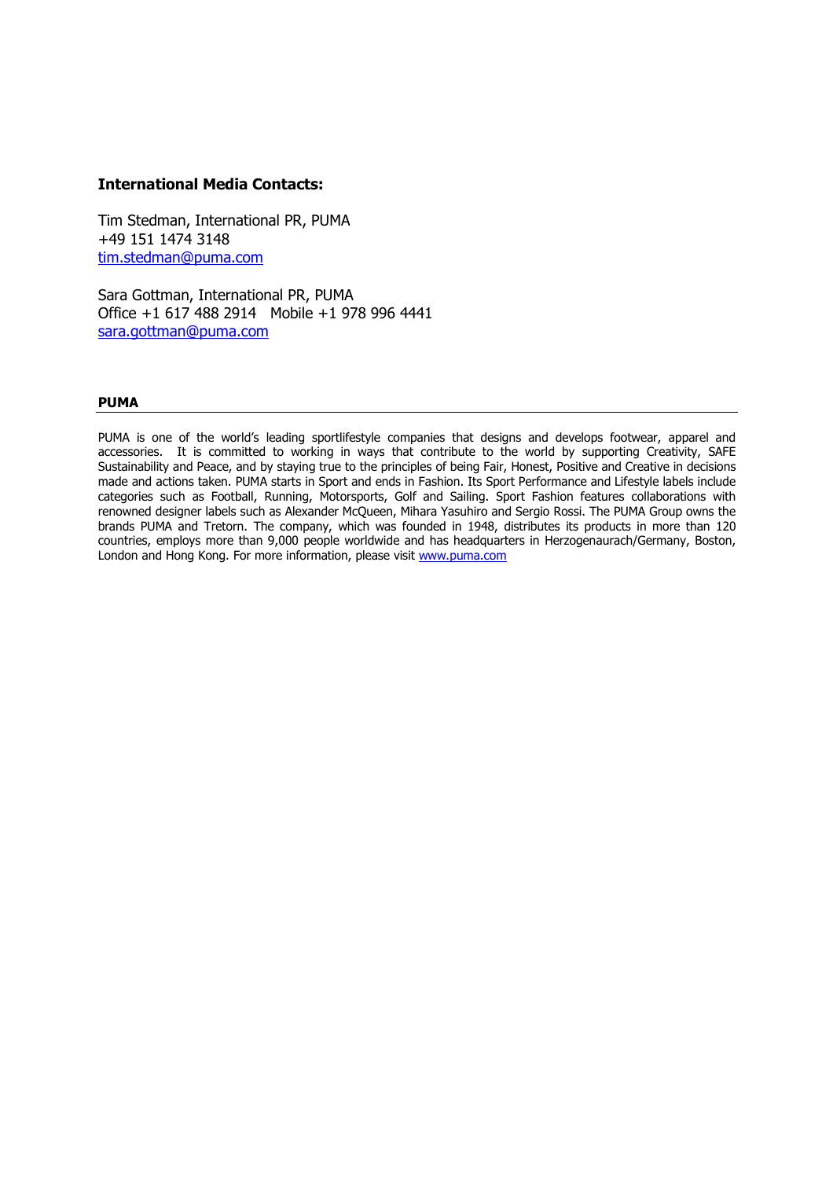**International Media Contacts:**

Tim Stedman, International PR, PUMA
+49 151 1474 3148
tim.stedman@puma.com

Sara Gottman, International PR, PUMA
Office +1 617 488 2914   Mobile +1 978 996 4441
sara.gottman@puma.com

## PUMA

PUMA is one of the world's leading sportlifestyle companies that designs and develops footwear, apparel and accessories. It is committed to working in ways that contribute to the world by supporting Creativity, SAFE Sustainability and Peace, and by staying true to the principles of being Fair, Honest, Positive and Creative in decisions made and actions taken. PUMA starts in Sport and ends in Fashion. Its Sport Performance and Lifestyle labels include categories such as Football, Running, Motorsports, Golf and Sailing. Sport Fashion features collaborations with renowned designer labels such as Alexander McQueen, Mihara Yasuhiro and Sergio Rossi. The PUMA Group owns the brands PUMA and Tretorn. The company, which was founded in 1948, distributes its products in more than 120 countries, employs more than 9,000 people worldwide and has headquarters in Herzogenaurach/Germany, Boston, London and Hong Kong. For more information, please visit www.puma.com